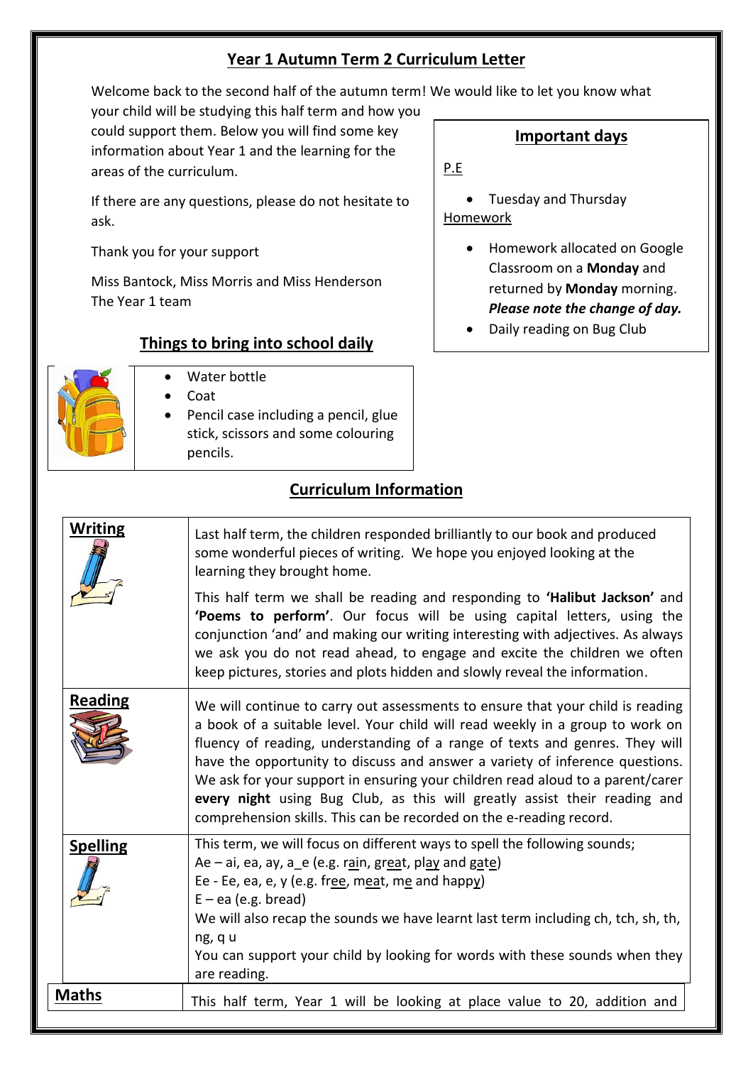# Year 1 Autumn Term 2 Curriculum Letter

Welcome back to the second half of the autumn term! We would like to let you know what your child will be studying this half term and how you could support them. Below you will find some key information about Year 1 and the learning for the areas of the curriculum.

If there are any questions, please do not hesitate to ask.

Thank you for your support

Miss Bantock, Miss Morris and Miss Henderson
The Year 1 team

## Important days

P.E

- Tuesday and Thursday

Homework

- Homework allocated on Google Classroom on a **Monday** and returned by **Monday** morning. ***Please note the change of day.***
- Daily reading on Bug Club

## Things to bring into school daily

- Water bottle
- Coat
- Pencil case including a pencil, glue stick, scissors and some colouring pencils.

## Curriculum Information

| | |
|---|---|
| **Writing** | Last half term, the children responded brilliantly to our book and produced some wonderful pieces of writing. We hope you enjoyed looking at the learning they brought home.<br><br>This half term we shall be reading and responding to **'Halibut Jackson'** and **'Poems to perform'**. Our focus will be using capital letters, using the conjunction 'and' and making our writing interesting with adjectives. As always we ask you do not read ahead, to engage and excite the children we often keep pictures, stories and plots hidden and slowly reveal the information. |
| **Reading** | We will continue to carry out assessments to ensure that your child is reading a book of a suitable level. Your child will read weekly in a group to work on fluency of reading, understanding of a range of texts and genres. They will have the opportunity to discuss and answer a variety of inference questions. We ask for your support in ensuring your children read aloud to a parent/carer **every night** using Bug Club, as this will greatly assist their reading and comprehension skills. This can be recorded on the e-reading record. |
| **Spelling** | This term, we will focus on different ways to spell the following sounds;<br>Ae – ai, ea, ay, a_e (e.g. rain, great, play and gate)<br>Ee - Ee, ea, e, y (e.g. free, meat, me and happy)<br>E – ea (e.g. bread)<br>We will also recap the sounds we have learnt last term including ch, tch, sh, th, ng, q u<br>You can support your child by looking for words with these sounds when they are reading. |
| **Maths** | This half term, Year 1 will be looking at place value to 20, addition and |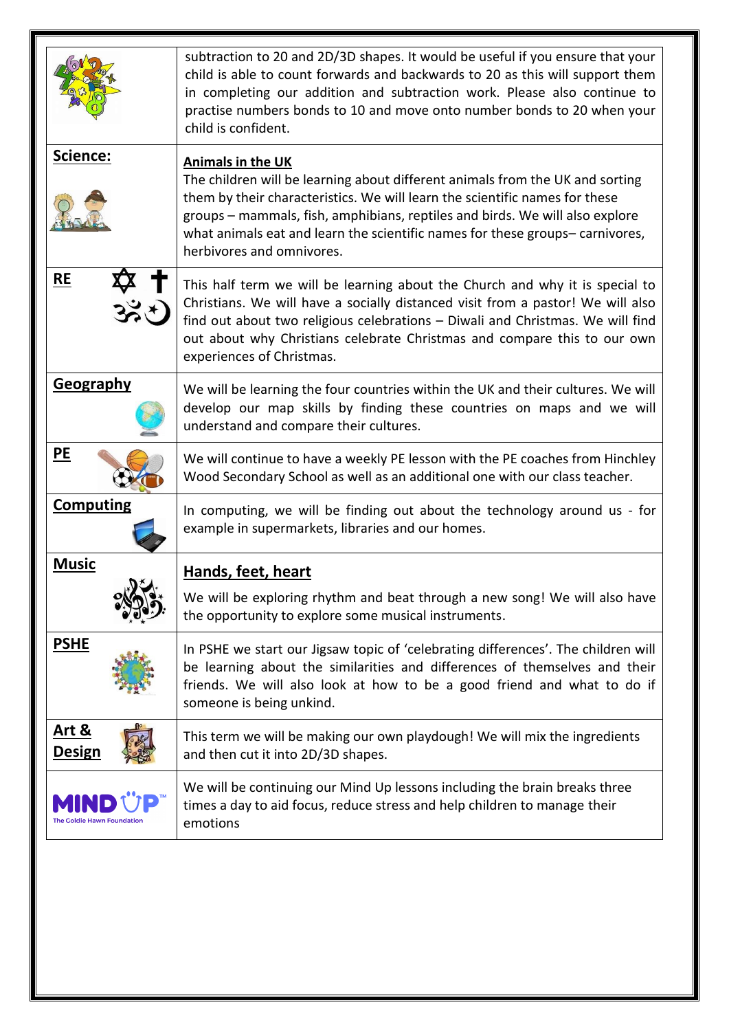| | |
|---|---|
| | subtraction to 20 and 2D/3D shapes. It would be useful if you ensure that your child is able to count forwards and backwards to 20 as this will support them in completing our addition and subtraction work. Please also continue to practise numbers bonds to 10 and move onto number bonds to 20 when your child is confident. |
| **Science:** | **Animals in the UK** The children will be learning about different animals from the UK and sorting them by their characteristics. We will learn the scientific names for these groups – mammals, fish, amphibians, reptiles and birds. We will also explore what animals eat and learn the scientific names for these groups– carnivores, herbivores and omnivores. |
| **RE** | This half term we will be learning about the Church and why it is special to Christians. We will have a socially distanced visit from a pastor! We will also find out about two religious celebrations – Diwali and Christmas. We will find out about why Christians celebrate Christmas and compare this to our own experiences of Christmas. |
| **Geography** | We will be learning the four countries within the UK and their cultures. We will develop our map skills by finding these countries on maps and we will understand and compare their cultures. |
| **PE** | We will continue to have a weekly PE lesson with the PE coaches from Hinchley Wood Secondary School as well as an additional one with our class teacher. |
| **Computing** | In computing, we will be finding out about the technology around us - for example in supermarkets, libraries and our homes. |
| **Music** | **Hands, feet, heart** We will be exploring rhythm and beat through a new song! We will also have the opportunity to explore some musical instruments. |
| **PSHE** | In PSHE we start our Jigsaw topic of 'celebrating differences'. The children will be learning about the similarities and differences of themselves and their friends. We will also look at how to be a good friend and what to do if someone is being unkind. |
| **Art & Design** | This term we will be making our own playdough! We will mix the ingredients and then cut it into 2D/3D shapes. |
| MIND UP™ The Goldie Hawn Foundation | We will be continuing our Mind Up lessons including the brain breaks three times a day to aid focus, reduce stress and help children to manage their emotions |